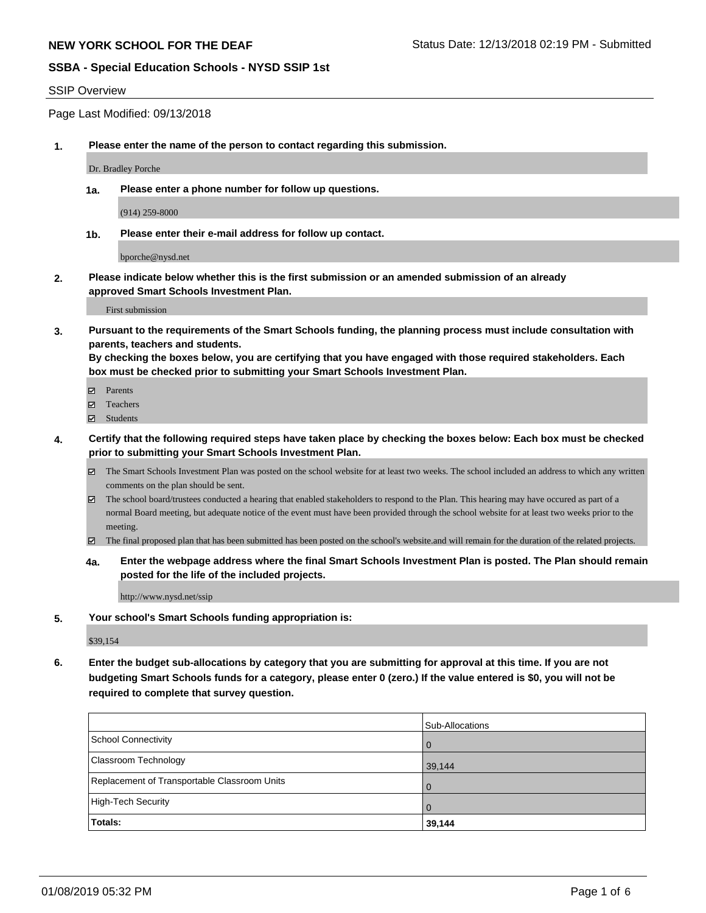**NEW YORK SCHOOL FOR THE DEAF**

Status Date: 12/13/2018 02:19 PM - Submitted

**SSBA - Special Education Schools - NYSD SSIP 1st**

SSIP Overview

Page Last Modified: 09/13/2018

**1. Please enter the name of the person to contact regarding this submission.**

Dr. Bradley Porche

**1a. Please enter a phone number for follow up questions.**

(914) 259-8000

**1b. Please enter their e-mail address for follow up contact.**

bporche@nysd.net

**2. Please indicate below whether this is the first submission or an amended submission of an already approved Smart Schools Investment Plan.**

First submission

**3. Pursuant to the requirements of the Smart Schools funding, the planning process must include consultation with parents, teachers and students.**
**By checking the boxes below, you are certifying that you have engaged with those required stakeholders. Each box must be checked prior to submitting your Smart Schools Investment Plan.**

- ☑ Parents
- ☑ Teachers
- ☑ Students

**4. Certify that the following required steps have taken place by checking the boxes below: Each box must be checked prior to submitting your Smart Schools Investment Plan.**

- ☑ The Smart Schools Investment Plan was posted on the school website for at least two weeks. The school included an address to which any written comments on the plan should be sent.
- ☑ The school board/trustees conducted a hearing that enabled stakeholders to respond to the Plan. This hearing may have occured as part of a normal Board meeting, but adequate notice of the event must have been provided through the school website for at least two weeks prior to the meeting.
- ☑ The final proposed plan that has been submitted has been posted on the school's website.and will remain for the duration of the related projects.

**4a. Enter the webpage address where the final Smart Schools Investment Plan is posted. The Plan should remain posted for the life of the included projects.**

http://www.nysd.net/ssip

**5. Your school's Smart Schools funding appropriation is:**

$39,154

**6. Enter the budget sub-allocations by category that you are submitting for approval at this time. If you are not budgeting Smart Schools funds for a category, please enter 0 (zero.) If the value entered is $0, you will not be required to complete that survey question.**

| | Sub-Allocations |
|---|---|
| School Connectivity | 0 |
| Classroom Technology | 39,144 |
| Replacement of Transportable Classroom Units | 0 |
| High-Tech Security | 0 |
| **Totals:** | **39,144** |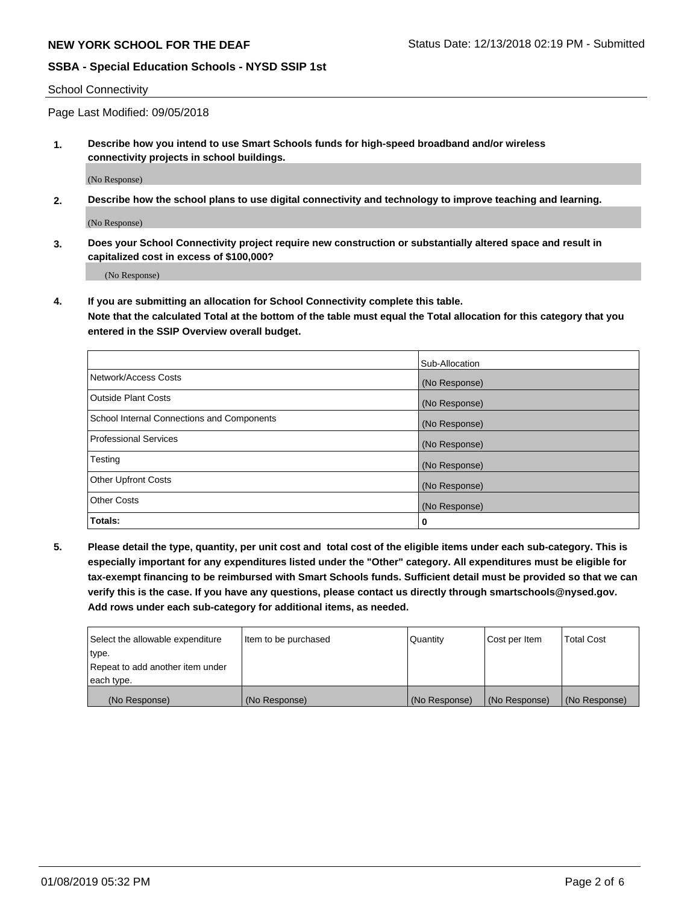School Connectivity

Page Last Modified: 09/05/2018

**1. Describe how you intend to use Smart Schools funds for high-speed broadband and/or wireless connectivity projects in school buildings.**

(No Response)

**2. Describe how the school plans to use digital connectivity and technology to improve teaching and learning.**

(No Response)

**3. Does your School Connectivity project require new construction or substantially altered space and result in capitalized cost in excess of $100,000?**

(No Response)

**4. If you are submitting an allocation for School Connectivity complete this table.**
**Note that the calculated Total at the bottom of the table must equal the Total allocation for this category that you entered in the SSIP Overview overall budget.**

| | Sub-Allocation |
|---|---|
| Network/Access Costs | (No Response) |
| Outside Plant Costs | (No Response) |
| School Internal Connections and Components | (No Response) |
| Professional Services | (No Response) |
| Testing | (No Response) |
| Other Upfront Costs | (No Response) |
| Other Costs | (No Response) |
| **Totals:** | **0** |

**5. Please detail the type, quantity, per unit cost and total cost of the eligible items under each sub-category. This is especially important for any expenditures listed under the "Other" category. All expenditures must be eligible for tax-exempt financing to be reimbursed with Smart Schools funds. Sufficient detail must be provided so that we can verify this is the case. If you have any questions, please contact us directly through smartschools@nysed.gov. Add rows under each sub-category for additional items, as needed.**

| Select the allowable expenditure type. Repeat to add another item under each type. | Item to be purchased | Quantity | Cost per Item | Total Cost |
|---|---|---|---|---|
| (No Response) | (No Response) | (No Response) | (No Response) | (No Response) |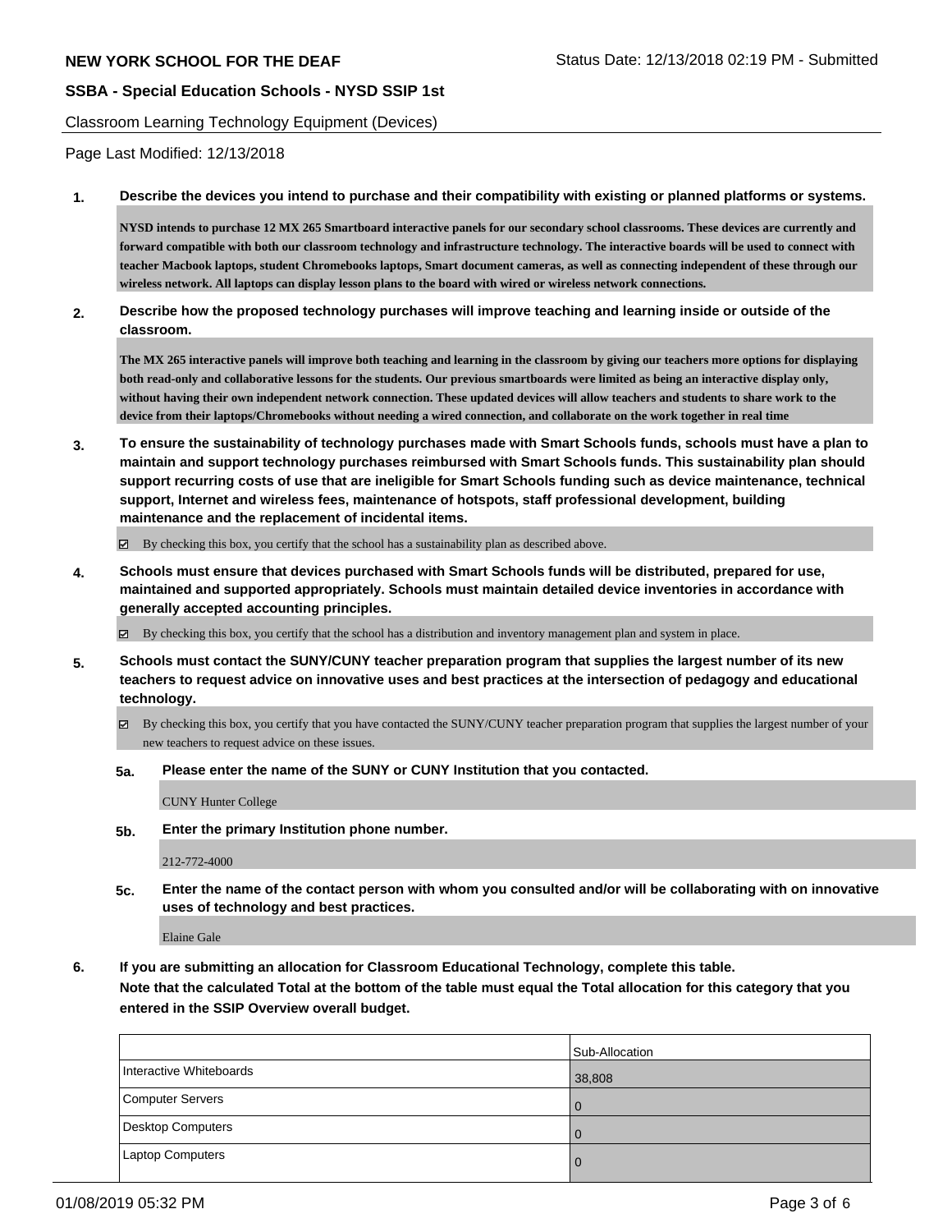**NEW YORK SCHOOL FOR THE DEAF**

Status Date: 12/13/2018 02:19 PM - Submitted

**SSBA - Special Education Schools - NYSD SSIP 1st**

Classroom Learning Technology Equipment (Devices)

Page Last Modified: 12/13/2018

**1. Describe the devices you intend to purchase and their compatibility with existing or planned platforms or systems.**

**NYSD intends to purchase 12 MX 265 Smartboard interactive panels for our secondary school classrooms. These devices are currently and forward compatible with both our classroom technology and infrastructure technology. The interactive boards will be used to connect with teacher Macbook laptops, student Chromebooks laptops, Smart document cameras, as well as connecting independent of these through our wireless network. All laptops can display lesson plans to the board with wired or wireless network connections.**

**2. Describe how the proposed technology purchases will improve teaching and learning inside or outside of the classroom.**

**The MX 265 interactive panels will improve both teaching and learning in the classroom by giving our teachers more options for displaying both read-only and collaborative lessons for the students. Our previous smartboards were limited as being an interactive display only, without having their own independent network connection. These updated devices will allow teachers and students to share work to the device from their laptops/Chromebooks without needing a wired connection, and collaborate on the work together in real time**

**3. To ensure the sustainability of technology purchases made with Smart Schools funds, schools must have a plan to maintain and support technology purchases reimbursed with Smart Schools funds. This sustainability plan should support recurring costs of use that are ineligible for Smart Schools funding such as device maintenance, technical support, Internet and wireless fees, maintenance of hotspots, staff professional development, building maintenance and the replacement of incidental items.**

☑ By checking this box, you certify that the school has a sustainability plan as described above.

**4. Schools must ensure that devices purchased with Smart Schools funds will be distributed, prepared for use, maintained and supported appropriately. Schools must maintain detailed device inventories in accordance with generally accepted accounting principles.**

☑ By checking this box, you certify that the school has a distribution and inventory management plan and system in place.

**5. Schools must contact the SUNY/CUNY teacher preparation program that supplies the largest number of its new teachers to request advice on innovative uses and best practices at the intersection of pedagogy and educational technology.**

☑ By checking this box, you certify that you have contacted the SUNY/CUNY teacher preparation program that supplies the largest number of your new teachers to request advice on these issues.

**5a. Please enter the name of the SUNY or CUNY Institution that you contacted.**

CUNY Hunter College

**5b. Enter the primary Institution phone number.**

212-772-4000

**5c. Enter the name of the contact person with whom you consulted and/or will be collaborating with on innovative uses of technology and best practices.**

Elaine Gale

**6. If you are submitting an allocation for Classroom Educational Technology, complete this table. Note that the calculated Total at the bottom of the table must equal the Total allocation for this category that you entered in the SSIP Overview overall budget.**

| | Sub-Allocation |
|---|---|
| Interactive Whiteboards | 38,808 |
| Computer Servers | 0 |
| Desktop Computers | 0 |
| Laptop Computers | 0 |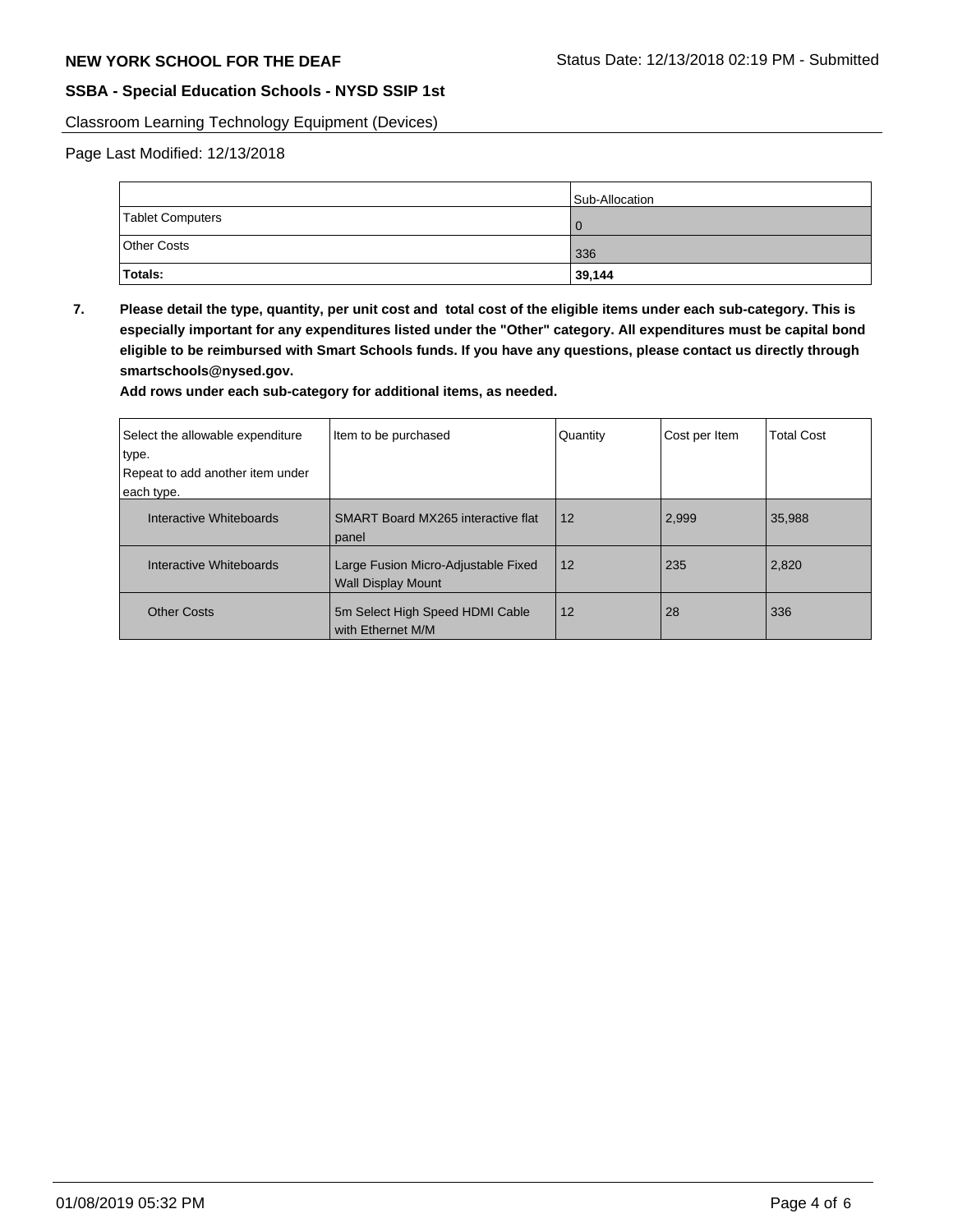Classroom Learning Technology Equipment (Devices)

Page Last Modified: 12/13/2018

| | Sub-Allocation |
|---|---|
| Tablet Computers | 0 |
| Other Costs | 336 |
| **Totals:** | **39,144** |

**7. Please detail the type, quantity, per unit cost and total cost of the eligible items under each sub-category. This is especially important for any expenditures listed under the "Other" category. All expenditures must be capital bond eligible to be reimbursed with Smart Schools funds. If you have any questions, please contact us directly through smartschools@nysed.gov.**

**Add rows under each sub-category for additional items, as needed.**

| Select the allowable expenditure type. Repeat to add another item under each type. | Item to be purchased | Quantity | Cost per Item | Total Cost |
|---|---|---|---|---|
| Interactive Whiteboards | SMART Board MX265 interactive flat panel | 12 | 2,999 | 35,988 |
| Interactive Whiteboards | Large Fusion Micro-Adjustable Fixed Wall Display Mount | 12 | 235 | 2,820 |
| Other Costs | 5m Select High Speed HDMI Cable with Ethernet M/M | 12 | 28 | 336 |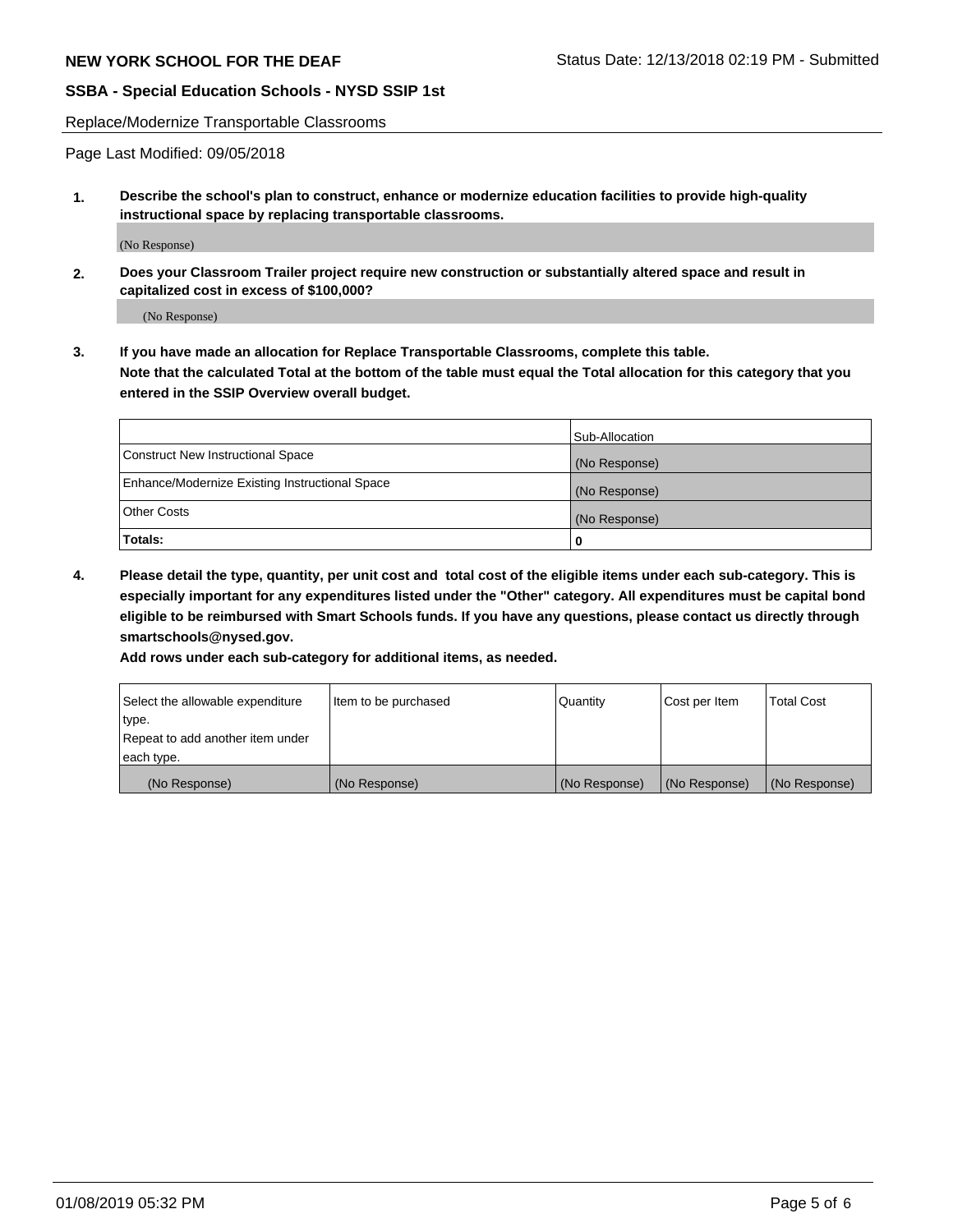Replace/Modernize Transportable Classrooms

Page Last Modified: 09/05/2018

**1. Describe the school's plan to construct, enhance or modernize education facilities to provide high-quality instructional space by replacing transportable classrooms.**

(No Response)

**2. Does your Classroom Trailer project require new construction or substantially altered space and result in capitalized cost in excess of $100,000?**

(No Response)

**3. If you have made an allocation for Replace Transportable Classrooms, complete this table. Note that the calculated Total at the bottom of the table must equal the Total allocation for this category that you entered in the SSIP Overview overall budget.**

| | Sub-Allocation |
|---|---|
| Construct New Instructional Space | (No Response) |
| Enhance/Modernize Existing Instructional Space | (No Response) |
| Other Costs | (No Response) |
| **Totals:** | **0** |

**4. Please detail the type, quantity, per unit cost and total cost of the eligible items under each sub-category. This is especially important for any expenditures listed under the "Other" category. All expenditures must be capital bond eligible to be reimbursed with Smart Schools funds. If you have any questions, please contact us directly through smartschools@nysed.gov.**

**Add rows under each sub-category for additional items, as needed.**

| Select the allowable expenditure type. Repeat to add another item under each type. | Item to be purchased | Quantity | Cost per Item | Total Cost |
|---|---|---|---|---|
| (No Response) | (No Response) | (No Response) | (No Response) | (No Response) |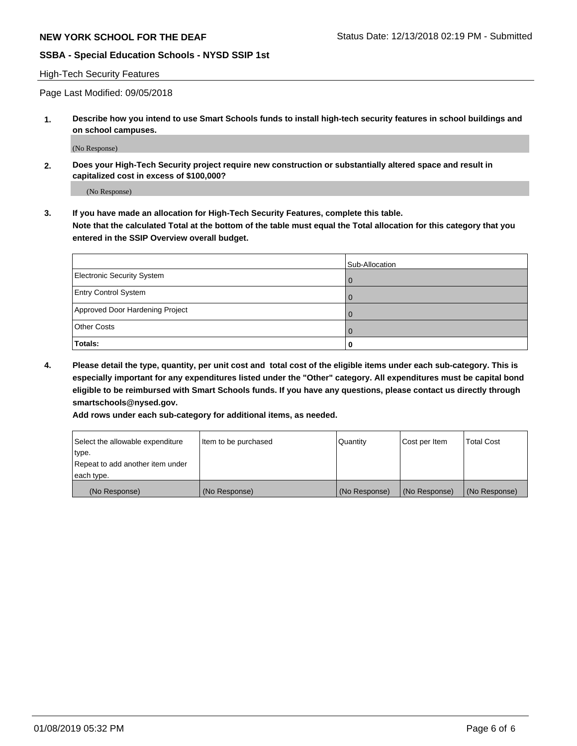## High-Tech Security Features

Page Last Modified: 09/05/2018

1. **Describe how you intend to use Smart Schools funds to install high-tech security features in school buildings and on school campuses.**

   (No Response)

2. **Does your High-Tech Security project require new construction or substantially altered space and result in capitalized cost in excess of $100,000?**

   (No Response)

3. **If you have made an allocation for High-Tech Security Features, complete this table.**
   **Note that the calculated Total at the bottom of the table must equal the Total allocation for this category that you entered in the SSIP Overview overall budget.**

| | Sub-Allocation |
|---|---|
| Electronic Security System | 0 |
| Entry Control System | 0 |
| Approved Door Hardening Project | 0 |
| Other Costs | 0 |
| **Totals:** | **0** |

4. **Please detail the type, quantity, per unit cost and total cost of the eligible items under each sub-category. This is especially important for any expenditures listed under the "Other" category. All expenditures must be capital bond eligible to be reimbursed with Smart Schools funds. If you have any questions, please contact us directly through smartschools@nysed.gov.**
   **Add rows under each sub-category for additional items, as needed.**

| Select the allowable expenditure type. Repeat to add another item under each type. | Item to be purchased | Quantity | Cost per Item | Total Cost |
|---|---|---|---|---|
| (No Response) | (No Response) | (No Response) | (No Response) | (No Response) |